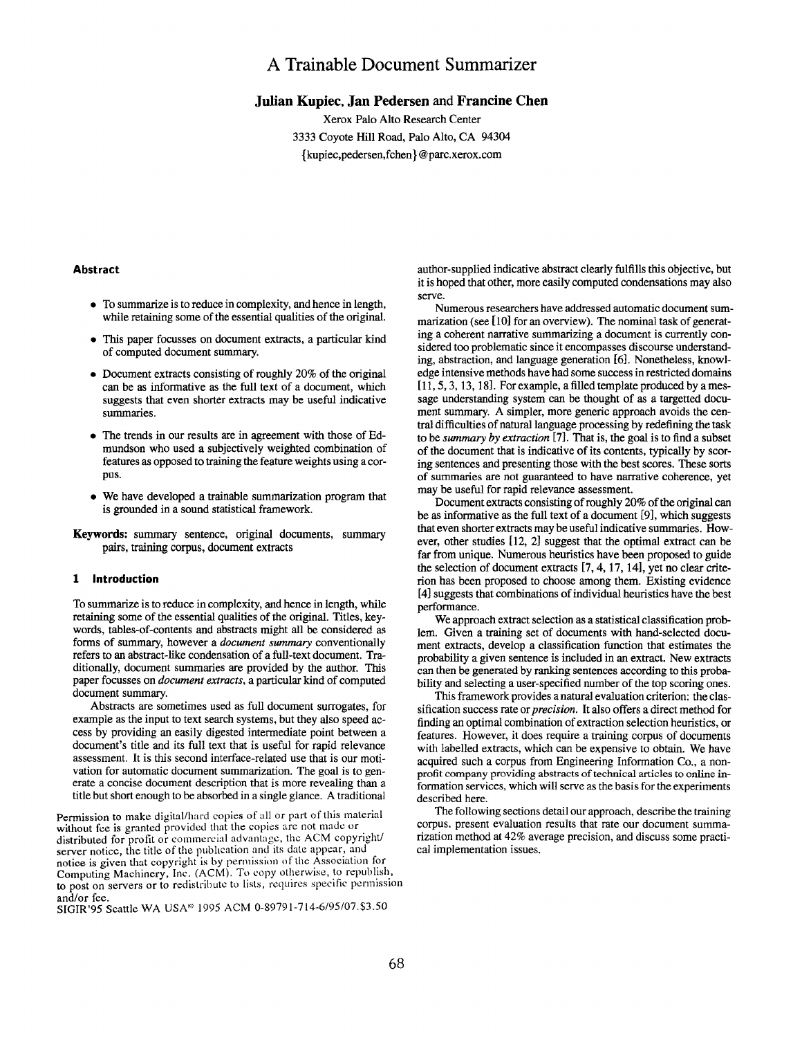# A Trainable Document Summarizer

**Julian Kupiec, Jan Pedersen and Francine Chen**

Xerox Palo Alto Research Center
3333 Coyote Hill Road, Palo Alto, CA 94304
{kupiec,pedersen,fchen}@parc.xerox.com

## Abstract

- To summarize is to reduce in complexity, and hence in length, while retaining some of the essential qualities of the original.
- This paper focusses on document extracts, a particular kind of computed document summary.
- Document extracts consisting of roughly 20% of the original can be as informative as the full text of a document, which suggests that even shorter extracts may be useful indicative summaries.
- The trends in our results are in agreement with those of Edmundson who used a subjectively weighted combination of features as opposed to training the feature weights using a corpus.
- We have developed a trainable summarization program that is grounded in a sound statistical framework.

**Keywords:** summary sentence, original documents, summary pairs, training corpus, document extracts

## 1 Introduction

To summarize is to reduce in complexity, and hence in length, while retaining some of the essential qualities of the original. Titles, keywords, tables-of-contents and abstracts might all be considered as forms of summary, however a *document summary* conventionally refers to an abstract-like condensation of a full-text document. Traditionally, document summaries are provided by the author. This paper focusses on *document extracts*, a particular kind of computed document summary.

Abstracts are sometimes used as full document surrogates, for example as the input to text search systems, but they also speed access by providing an easily digested intermediate point between a document's title and its full text that is useful for rapid relevance assessment. It is this second interface-related use that is our motivation for automatic document summarization. The goal is to generate a concise document description that is more revealing than a title but short enough to be absorbed in a single glance. A traditional author-supplied indicative abstract clearly fulfills this objective, but it is hoped that other, more easily computed condensations may also serve.

Numerous researchers have addressed automatic document summarization (see [10] for an overview). The nominal task of generating a coherent narrative summarizing a document is currently considered too problematic since it encompasses discourse understanding, abstraction, and language generation [6]. Nonetheless, knowledge intensive methods have had some success in restricted domains [11, 5, 3, 13, 18]. For example, a filled template produced by a message understanding system can be thought of as a targetted document summary. A simpler, more generic approach avoids the central difficulties of natural language processing by redefining the task to be *summary by extraction* [7]. That is, the goal is to find a subset of the document that is indicative of its contents, typically by scoring sentences and presenting those with the best scores. These sorts of summaries are not guaranteed to have narrative coherence, yet may be useful for rapid relevance assessment.

Document extracts consisting of roughly 20% of the original can be as informative as the full text of a document [9], which suggests that even shorter extracts may be useful indicative summaries. However, other studies [12, 2] suggest that the optimal extract can be far from unique. Numerous heuristics have been proposed to guide the selection of document extracts [7, 4, 17, 14], yet no clear criterion has been proposed to choose among them. Existing evidence [4] suggests that combinations of individual heuristics have the best performance.

We approach extract selection as a statistical classification problem. Given a training set of documents with hand-selected document extracts, develop a classification function that estimates the probability a given sentence is included in an extract. New extracts can then be generated by ranking sentences according to this probability and selecting a user-specified number of the top scoring ones.

This framework provides a natural evaluation criterion: the classification success rate or *precision*. It also offers a direct method for finding an optimal combination of extraction selection heuristics, or features. However, it does require a training corpus of documents with labelled extracts, which can be expensive to obtain. We have acquired such a corpus from Engineering Information Co., a nonprofit company providing abstracts of technical articles to online information services, which will serve as the basis for the experiments described here.

The following sections detail our approach, describe the training corpus, present evaluation results that rate our document summarization method at 42% average precision, and discuss some practical implementation issues.

Permission to make digital/hard copies of all or part of this material without fee is granted provided that the copies are not made or distributed for profit or commercial advantage, the ACM copyright/server notice, the title of the publication and its date appear, and notice is given that copyright is by permission of the Association for Computing Machinery, Inc. (ACM). To copy otherwise, to republish, to post on servers or to redistribute to lists, requires specific permission and/or fee.
SIGIR'95 Seattle WA USA© 1995 ACM 0-89791-714-6/95/07.$3.50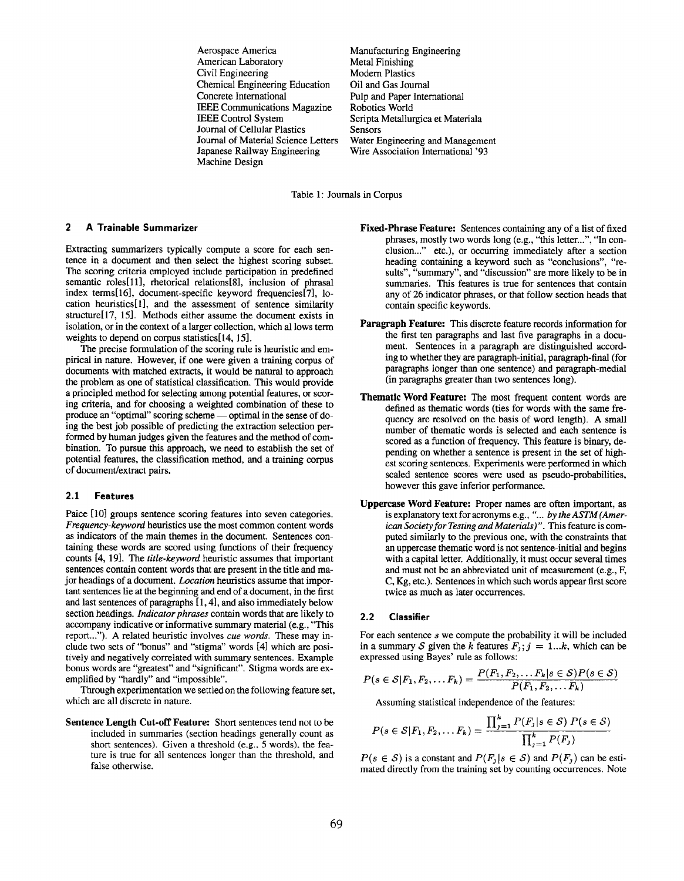| | |
|---|---|
| Aerospace America | Manufacturing Engineering |
| American Laboratory | Metal Finishing |
| Civil Engineering | Modern Plastics |
| Chemical Engineering Education | Oil and Gas Journal |
| Concrete International | Pulp and Paper International |
| IEEE Communications Magazine | Robotics World |
| IEEE Control System | Scripta Metallurgica et Materiala |
| Journal of Cellular Plastics | Sensors |
| Journal of Material Science Letters | Water Engineering and Management |
| Japanese Railway Engineering | Wire Association International '93 |
| Machine Design | |

Table 1: Journals in Corpus

## 2 A Trainable Summarizer

Extracting summarizers typically compute a score for each sentence in a document and then select the highest scoring subset. The scoring criteria employed include participation in predefined semantic roles[11], rhetorical relations[8], inclusion of phrasal index terms[16], document-specific keyword frequencies[7], location heuristics[1], and the assessment of sentence similarity structure[17, 15]. Methods either assume the document exists in isolation, or in the context of a larger collection, which al lows term weights to depend on corpus statistics[14, 15].

The precise formulation of the scoring rule is heuristic and empirical in nature. However, if one were given a training corpus of documents with matched extracts, it would be natural to approach the problem as one of statistical classification. This would provide a principled method for selecting among potential features, or scoring criteria, and for choosing a weighted combination of these to produce an "optimal" scoring scheme — optimal in the sense of doing the best job possible of predicting the extraction selection performed by human judges given the features and the method of combination. To pursue this approach, we need to establish the set of potential features, the classification method, and a training corpus of document/extract pairs.

### 2.1 Features

Paice [10] groups sentence scoring features into seven categories. *Frequency-keyword* heuristics use the most common content words as indicators of the main themes in the document. Sentences containing these words are scored using functions of their frequency counts [4, 19]. The *title-keyword* heuristic assumes that important sentences contain content words that are present in the title and major headings of a document. *Location* heuristics assume that important sentences lie at the beginning and end of a document, in the first and last sentences of paragraphs [1, 4], and also immediately below section headings. *Indicator phrases* contain words that are likely to accompany indicative or informative summary material (e.g., "This report..."). A related heuristic involves *cue words*. These may include two sets of "bonus" and "stigma" words [4] which are positively and negatively correlated with summary sentences. Example bonus words are "greatest" and "significant". Stigma words are exemplified by "hardly" and "impossible".

Through experimentation we settled on the following feature set, which are all discrete in nature.

**Sentence Length Cut-off Feature:** Short sentences tend not to be included in summaries (section headings generally count as short sentences). Given a threshold (e.g., 5 words), the feature is true for all sentences longer than the threshold, and false otherwise.

**Fixed-Phrase Feature:** Sentences containing any of a list of fixed phrases, mostly two words long (e.g., "this letter...", "In conclusion..." etc.), or occurring immediately after a section heading containing a keyword such as "conclusions", "results", "summary", and "discussion" are more likely to be in summaries. This features is true for sentences that contain any of 26 indicator phrases, or that follow section heads that contain specific keywords.

**Paragraph Feature:** This discrete feature records information for the first ten paragraphs and last five paragraphs in a document. Sentences in a paragraph are distinguished according to whether they are paragraph-initial, paragraph-final (for paragraphs longer than one sentence) and paragraph-medial (in paragraphs greater than two sentences long).

**Thematic Word Feature:** The most frequent content words are defined as thematic words (ties for words with the same frequency are resolved on the basis of word length). A small number of thematic words is selected and each sentence is scored as a function of frequency. This feature is binary, depending on whether a sentence is present in the set of highest scoring sentences. Experiments were performed in which scaled sentence scores were used as pseudo-probabilities, however this gave inferior performance.

**Uppercase Word Feature:** Proper names are often important, as is explanatory text for acronyms e.g., *"... by the ASTM (American Society for Testing and Materials)"*. This feature is computed similarly to the previous one, with the constraints that an uppercase thematic word is not sentence-initial and begins with a capital letter. Additionally, it must occur several times and must not be an abbreviated unit of measurement (e.g., F, C, Kg, etc.). Sentences in which such words appear first score twice as much as later occurrences.

### 2.2 Classifier

For each sentence $s$ we compute the probability it will be included in a summary $\mathcal{S}$ given the $k$ features $F_j; j = 1...k$, which can be expressed using Bayes' rule as follows:

$$P(s \in \mathcal{S}|F_1, F_2, \ldots F_k) = \frac{P(F_1, F_2, \ldots F_k|s \in \mathcal{S})P(s \in \mathcal{S})}{P(F_1, F_2, \ldots F_k)}$$

Assuming statistical independence of the features:

$$P(s \in \mathcal{S}|F_1, F_2, \ldots F_k) = \frac{\prod_{j=1}^{k} P(F_j|s \in \mathcal{S})\ P(s \in \mathcal{S})}{\prod_{j=1}^{k} P(F_j)}$$

$P(s \in \mathcal{S})$ is a constant and $P(F_j|s \in \mathcal{S})$ and $P(F_j)$ can be estimated directly from the training set by counting occurrences. Note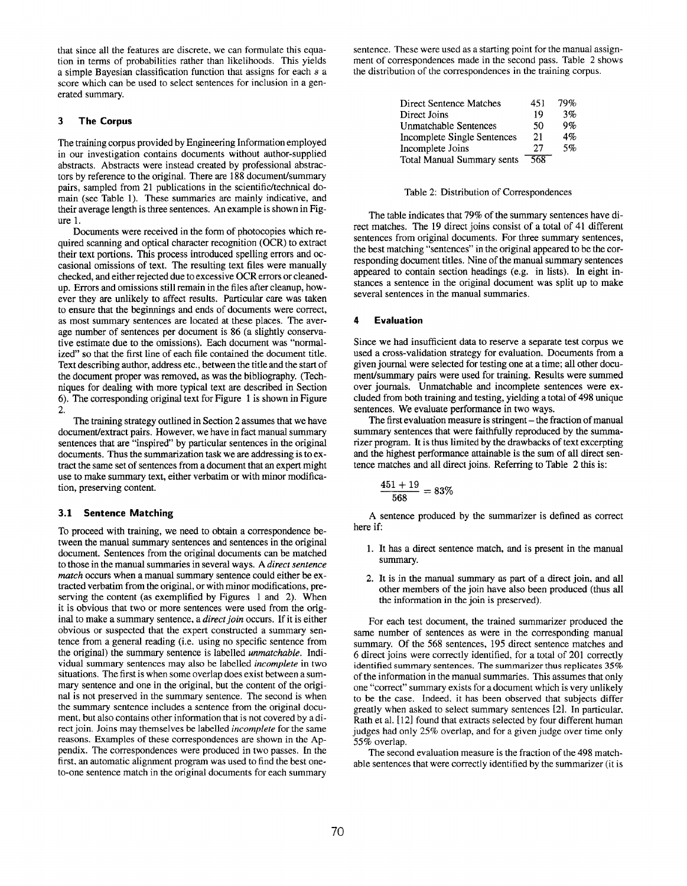that since all the features are discrete, we can formulate this equation in terms of probabilities rather than likelihoods. This yields a simple Bayesian classification function that assigns for each $s$ a score which can be used to select sentences for inclusion in a generated summary.

## 3 The Corpus

The training corpus provided by Engineering Information employed in our investigation contains documents without author-supplied abstracts. Abstracts were instead created by professional abstractors by reference to the original. There are 188 document/summary pairs, sampled from 21 publications in the scientific/technical domain (see Table 1). These summaries are mainly indicative, and their average length is three sentences. An example is shown in Figure 1.

Documents were received in the form of photocopies which required scanning and optical character recognition (OCR) to extract their text portions. This process introduced spelling errors and occasional omissions of text. The resulting text files were manually checked, and either rejected due to excessive OCR errors or cleaned-up. Errors and omissions still remain in the files after cleanup, however they are unlikely to affect results. Particular care was taken to ensure that the beginnings and ends of documents were correct, as most summary sentences are located at these places. The average number of sentences per document is 86 (a slightly conservative estimate due to the omissions). Each document was "normalized" so that the first line of each file contained the document title. Text describing author, address etc., between the title and the start of the document proper was removed, as was the bibliography. (Techniques for dealing with more typical text are described in Section 6). The corresponding original text for Figure 1 is shown in Figure 2.

The training strategy outlined in Section 2 assumes that we have document/extract pairs. However, we have in fact manual summary sentences that are "inspired" by particular sentences in the original documents. Thus the summarization task we are addressing is to extract the same set of sentences from a document that an expert might use to make summary text, either verbatim or with minor modification, preserving content.

### 3.1 Sentence Matching

To proceed with training, we need to obtain a correspondence between the manual summary sentences and sentences in the original document. Sentences from the original documents can be matched to those in the manual summaries in several ways. A *direct sentence match* occurs when a manual summary sentence could either be extracted verbatim from the original, or with minor modifications, preserving the content (as exemplified by Figures 1 and 2). When it is obvious that two or more sentences were used from the original to make a summary sentence, a *direct join* occurs. If it is either obvious or suspected that the expert constructed a summary sentence from a general reading (i.e. using no specific sentence from the original) the summary sentence is labelled *unmatchable*. Individual summary sentences may also be labelled *incomplete* in two situations. The first is when some overlap does exist between a summary sentence and one in the original, but the content of the original is not preserved in the summary sentence. The second is when the summary sentence includes a sentence from the original document, but also contains other information that is not covered by a direct join. Joins may themselves be labelled *incomplete* for the same reasons. Examples of these correspondences are shown in the Appendix. The correspondences were produced in two passes. In the first, an automatic alignment program was used to find the best one-to-one sentence match in the original documents for each summary sentence. These were used as a starting point for the manual assignment of correspondences made in the second pass. Table 2 shows the distribution of the correspondences in the training corpus.

| | | |
|---|---|---|
| Direct Sentence Matches | 451 | 79% |
| Direct Joins | 19 | 3% |
| Unmatchable Sentences | 50 | 9% |
| Incomplete Single Sentences | 21 | 4% |
| Incomplete Joins | 27 | 5% |
| Total Manual Summary sents | 568 | |

Table 2: Distribution of Correspondences

The table indicates that 79% of the summary sentences have direct matches. The 19 direct joins consist of a total of 41 different sentences from original documents. For three summary sentences, the best matching "sentences" in the original appeared to be the corresponding document titles. Nine of the manual summary sentences appeared to contain section headings (e.g. in lists). In eight instances a sentence in the original document was split up to make several sentences in the manual summaries.

## 4 Evaluation

Since we had insufficient data to reserve a separate test corpus we used a cross-validation strategy for evaluation. Documents from a given journal were selected for testing one at a time; all other document/summary pairs were used for training. Results were summed over journals. Unmatchable and incomplete sentences were excluded from both training and testing, yielding a total of 498 unique sentences. We evaluate performance in two ways.

The first evaluation measure is stringent – the fraction of manual summary sentences that were faithfully reproduced by the summarizer program. It is thus limited by the drawbacks of text excerpting and the highest performance attainable is the sum of all direct sentence matches and all direct joins. Referring to Table 2 this is:

$$\frac{451 + 19}{568} = 83\%$$

A sentence produced by the summarizer is defined as correct here if:

1. It has a direct sentence match, and is present in the manual summary.
2. It is in the manual summary as part of a direct join, and all other members of the join have also been produced (thus all the information in the join is preserved).

For each test document, the trained summarizer produced the same number of sentences as were in the corresponding manual summary. Of the 568 sentences, 195 direct sentence matches and 6 direct joins were correctly identified, for a total of 201 correctly identified summary sentences. The summarizer thus replicates 35% of the information in the manual summaries. This assumes that only one "correct" summary exists for a document which is very unlikely to be the case. Indeed, it has been observed that subjects differ greatly when asked to select summary sentences [2]. In particular, Rath et al. [12] found that extracts selected by four different human judges had only 25% overlap, and for a given judge over time only 55% overlap.

The second evaluation measure is the fraction of the 498 matchable sentences that were correctly identified by the summarizer (it is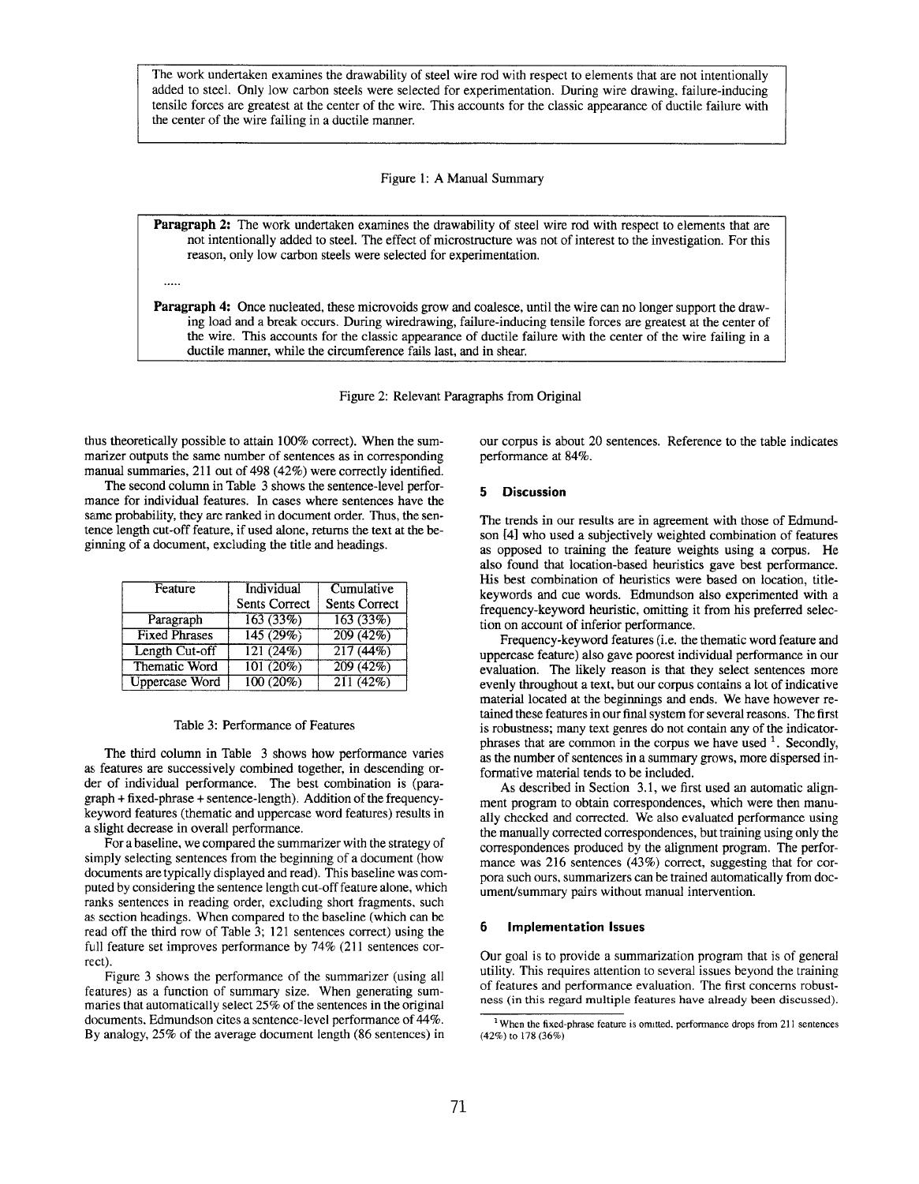> The work undertaken examines the drawability of steel wire rod with respect to elements that are not intentionally added to steel. Only low carbon steels were selected for experimentation. During wire drawing, failure-inducing tensile forces are greatest at the center of the wire. This accounts for the classic appearance of ductile failure with the center of the wire failing in a ductile manner.

Figure 1: A Manual Summary

> **Paragraph 2:** The work undertaken examines the drawability of steel wire rod with respect to elements that are not intentionally added to steel. The effect of microstructure was not of interest to the investigation. For this reason, only low carbon steels were selected for experimentation.
>
> .....
>
> **Paragraph 4:** Once nucleated, these microvoids grow and coalesce, until the wire can no longer support the drawing load and a break occurs. During wiredrawing, failure-inducing tensile forces are greatest at the center of the wire. This accounts for the classic appearance of ductile failure with the center of the wire failing in a ductile manner, while the circumference fails last, and in shear.

Figure 2: Relevant Paragraphs from Original

thus theoretically possible to attain 100% correct). When the summarizer outputs the same number of sentences as in corresponding manual summaries, 211 out of 498 (42%) were correctly identified.

The second column in Table 3 shows the sentence-level performance for individual features. In cases where sentences have the same probability, they are ranked in document order. Thus, the sentence length cut-off feature, if used alone, returns the text at the beginning of a document, excluding the title and headings.

| Feature | Individual Sents Correct | Cumulative Sents Correct |
|---|---|---|
| Paragraph | 163 (33%) | 163 (33%) |
| Fixed Phrases | 145 (29%) | 209 (42%) |
| Length Cut-off | 121 (24%) | 217 (44%) |
| Thematic Word | 101 (20%) | 209 (42%) |
| Uppercase Word | 100 (20%) | 211 (42%) |

Table 3: Performance of Features

The third column in Table 3 shows how performance varies as features are successively combined together, in descending order of individual performance. The best combination is (paragraph + fixed-phrase + sentence-length). Addition of the frequency-keyword features (thematic and uppercase word features) results in a slight decrease in overall performance.

For a baseline, we compared the summarizer with the strategy of simply selecting sentences from the beginning of a document (how documents are typically displayed and read). This baseline was computed by considering the sentence length cut-off feature alone, which ranks sentences in reading order, excluding short fragments, such as section headings. When compared to the baseline (which can be read off the third row of Table 3; 121 sentences correct) using the full feature set improves performance by 74% (211 sentences correct).

Figure 3 shows the performance of the summarizer (using all features) as a function of summary size. When generating summaries that automatically select 25% of the sentences in the original documents, Edmundson cites a sentence-level performance of 44%. By analogy, 25% of the average document length (86 sentences) in our corpus is about 20 sentences. Reference to the table indicates performance at 84%.

## 5 Discussion

The trends in our results are in agreement with those of Edmundson [4] who used a subjectively weighted combination of features as opposed to training the feature weights using a corpus. He also found that location-based heuristics gave best performance. His best combination of heuristics were based on location, title-keywords and cue words. Edmundson also experimented with a frequency-keyword heuristic, omitting it from his preferred selection on account of inferior performance.

Frequency-keyword features (i.e. the thematic word feature and uppercase feature) also gave poorest individual performance in our evaluation. The likely reason is that they select sentences more evenly throughout a text, but our corpus contains a lot of indicative material located at the beginnings and ends. We have however retained these features in our final system for several reasons. The first is robustness; many text genres do not contain any of the indicator-phrases that are common in the corpus we have used [1]. Secondly, as the number of sentences in a summary grows, more dispersed informative material tends to be included.

As described in Section 3.1, we first used an automatic alignment program to obtain correspondences, which were then manually checked and corrected. We also evaluated performance using the manually corrected correspondences, but training using only the correspondences produced by the alignment program. The performance was 216 sentences (43%) correct, suggesting that for corpora such ours, summarizers can be trained automatically from document/summary pairs without manual intervention.

## 6 Implementation Issues

Our goal is to provide a summarization program that is of general utility. This requires attention to several issues beyond the training of features and performance evaluation. The first concerns robustness (in this regard multiple features have already been discussed).

[1] When the fixed-phrase feature is omitted, performance drops from 211 sentences (42%) to 178 (36%)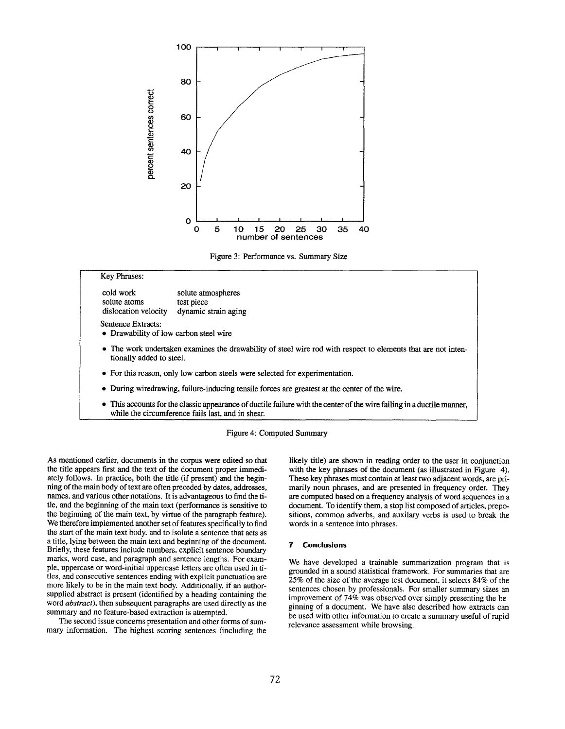100

80

60

40

20

0

0 5 10 15 20 25 30 35 40

number of sentences

percent sentences correct

Figure 3: Performance vs. Summary Size

Key Phrases:

| | |
|---|---|
| cold work | solute atmospheres |
| solute atoms | test piece |
| dislocation velocity | dynamic strain aging |

Sentence Extracts:

- Drawability of low carbon steel wire
- The work undertaken examines the drawability of steel wire rod with respect to elements that are not intentionally added to steel.
- For this reason, only low carbon steels were selected for experimentation.
- During wiredrawing, failure-inducing tensile forces are greatest at the center of the wire.
- This accounts for the classic appearance of ductile failure with the center of the wire failing in a ductile manner, while the circumference fails last, and in shear.

Figure 4: Computed Summary

As mentioned earlier, documents in the corpus were edited so that the title appears first and the text of the document proper immediately follows. In practice, both the title (if present) and the beginning of the main body of text are often preceded by dates, addresses, names, and various other notations. It is advantageous to find the title, and the beginning of the main text (performance is sensitive to the beginning of the main text, by virtue of the paragraph feature). We therefore implemented another set of features specifically to find the start of the main text body, and to isolate a sentence that acts as a title, lying between the main text and beginning of the document. Briefly, these features include numbers, explicit sentence boundary marks, word case, and paragraph and sentence lengths. For example, uppercase or word-initial uppercase letters are often used in titles, and consecutive sentences ending with explicit punctuation are more likely to be in the main text body. Additionally, if an author-supplied abstract is present (identified by a heading containing the word *abstract*), then subsequent paragraphs are used directly as the summary and no feature-based extraction is attempted.

The second issue concerns presentation and other forms of summary information. The highest scoring sentences (including the likely title) are shown in reading order to the user in conjunction with the key phrases of the document (as illustrated in Figure 4). These key phrases must contain at least two adjacent words, are primarily noun phrases, and are presented in frequency order. They are computed based on a frequency analysis of word sequences in a document. To identify them, a stop list composed of articles, prepositions, common adverbs, and auxilary verbs is used to break the words in a sentence into phrases.

## 7 Conclusions

We have developed a trainable summarization program that is grounded in a sound statistical framework. For summaries that are 25% of the size of the average test document, it selects 84% of the sentences chosen by professionals. For smaller summary sizes an improvement of 74% was observed over simply presenting the beginning of a document. We have also described how extracts can be used with other information to create a summary useful of rapid relevance assessment while browsing.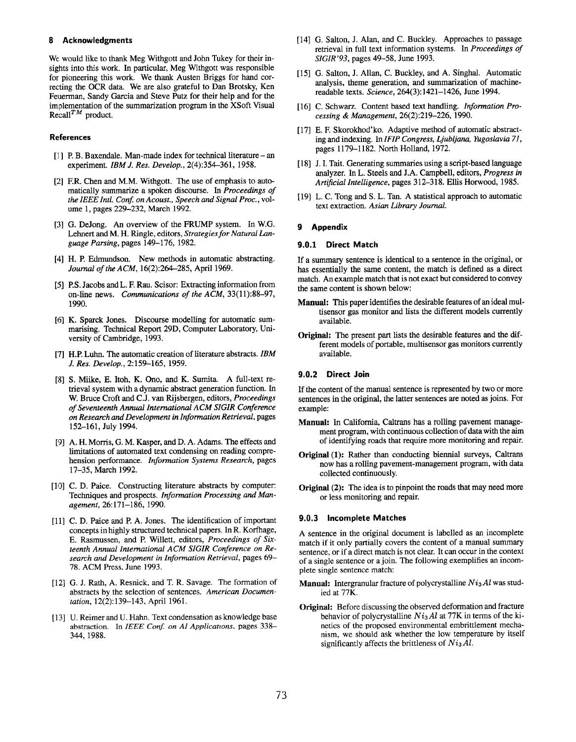## 8 Acknowledgments

We would like to thank Meg Withgott and John Tukey for their insights into this work. In particular, Meg Withgott was responsible for pioneering this work. We thank Austen Briggs for hand correcting the OCR data. We are also grateful to Dan Brotsky, Ken Feuerman, Sandy Garcia and Steve Putz for their help and for the implementation of the summarization program in the XSoft Visual Recall$^{TM}$ product.

### References

[1] P. B. Baxendale. Man-made index for technical literature – an experiment. *IBM J. Res. Develop.*, 2(4):354–361, 1958.

[2] F.R. Chen and M.M. Withgott. The use of emphasis to automatically summarize a spoken discourse. In *Proceedings of the IEEE Intl. Conf. on Acoust., Speech and Signal Proc.*, volume 1, pages 229–232, March 1992.

[3] G. DeJong. An overview of the FRUMP system. In W.G. Lehnert and M. H. Ringle, editors, *Strategies for Natural Language Parsing*, pages 149–176, 1982.

[4] H. P. Edmundson. New methods in automatic abstracting. *Journal of the ACM*, 16(2):264–285, April 1969.

[5] P.S. Jacobs and L. F. Rau. Scisor: Extracting information from on-line news. *Communications of the ACM*, 33(11):88–97, 1990.

[6] K. Sparck Jones. Discourse modelling for automatic summarising. Technical Report 29D, Computer Laboratory, University of Cambridge, 1993.

[7] H.P. Luhn. The automatic creation of literature abstracts. *IBM J. Res. Develop.*, 2:159–165, 1959.

[8] S. Miike, E. Itoh, K. Ono, and K. Sumita. A full-text retrieval system with a dynamic abstract generation function. In W. Bruce Croft and C.J. van Rijsbergen, editors, *Proceedings of Seventeenth Annual International ACM SIGIR Conference on Research and Development in Information Retrieval*, pages 152–161, July 1994.

[9] A. H. Morris, G. M. Kasper, and D. A. Adams. The effects and limitations of automated text condensing on reading comprehension performance. *Information Systems Research*, pages 17–35, March 1992.

[10] C. D. Paice. Constructing literature abstracts by computer: Techniques and prospects. *Information Processing and Management*, 26:171–186, 1990.

[11] C. D. Paice and P. A. Jones. The identification of important concepts in highly structured technical papers. In R. Korfhage, E. Rasmussen, and P. Willett, editors, *Proceedings of Sixteenth Annual International ACM SIGIR Conference on Research and Development in Information Retrieval*, pages 69–78. ACM Press, June 1993.

[12] G. J. Rath, A. Resnick, and T. R. Savage. The formation of abstracts by the selection of sentences. *American Documentation*, 12(2):139–143, April 1961.

[13] U. Reimer and U. Hahn. Text condensation as knowledge base abstraction. In *IEEE Conf. on AI Applications*, pages 338–344, 1988.

[14] G. Salton, J. Alan, and C. Buckley. Approaches to passage retrieval in full text information systems. In *Proceedings of SIGIR'93*, pages 49–58, June 1993.

[15] G. Salton, J. Allan, C. Buckley, and A. Singhal. Automatic analysis, theme generation, and summarization of machine-readable texts. *Science*, 264(3):1421–1426, June 1994.

[16] C. Schwarz. Content based text handling. *Information Processing & Management*, 26(2):219–226, 1990.

[17] E. F. Skorokhod'ko. Adaptive method of automatic abstracting and indexing. In *IFIP Congress, Ljubljana, Yugoslavia 71*, pages 1179–1182. North Holland, 1972.

[18] J. I. Tait. Generating summaries using a script-based language analyzer. In L. Steels and J.A. Campbell, editors, *Progress in Artificial Intelligence*, pages 312–318. Ellis Horwood, 1985.

[19] L. C. Tong and S. L. Tan. A statistical approach to automatic text extraction. *Asian Library Journal*.

## 9 Appendix

### 9.0.1 Direct Match

If a summary sentence is identical to a sentence in the original, or has essentially the same content, the match is defined as a direct match. An example match that is not exact but considered to convey the same content is shown below:

**Manual:** This paper identifies the desirable features of an ideal multisensor gas monitor and lists the different models currently available.

**Original:** The present part lists the desirable features and the different models of portable, multisensor gas monitors currently available.

### 9.0.2 Direct Join

If the content of the manual sentence is represented by two or more sentences in the original, the latter sentences are noted as joins. For example:

**Manual:** In California, Caltrans has a rolling pavement management program, with continuous collection of data with the aim of identifying roads that require more monitoring and repair.

**Original (1):** Rather than conducting biennial surveys, Caltrans now has a rolling pavement-management program, with data collected continuously.

**Original (2):** The idea is to pinpoint the roads that may need more or less monitoring and repair.

### 9.0.3 Incomplete Matches

A sentence in the original document is labelled as an incomplete match if it only partially covers the content of a manual summary sentence, or if a direct match is not clear. It can occur in the context of a single sentence or a join. The following exemplifies an incomplete single sentence match:

**Manual:** Intergranular fracture of polycrystalline $Ni_3Al$ was studied at 77K.

**Original:** Before discussing the observed deformation and fracture behavior of polycrystalline $Ni_3Al$ at 77K in terms of the kinetics of the proposed environmental embrittlement mechanism, we should ask whether the low temperature by itself significantly affects the brittleness of $Ni_3Al$.